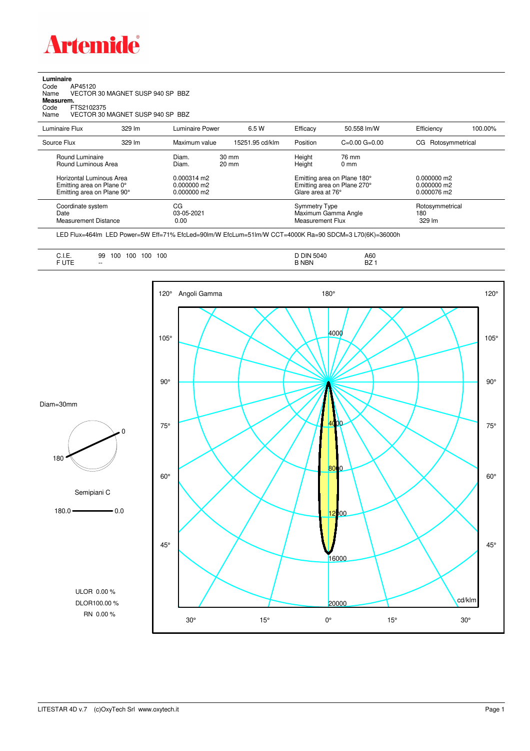# Artemide

**Luminaire**

Code AP45120

Name VECTOR 30 MAGNET SUSP 940 SP BBZ

**Measurem.**

Code FTS2102375

Name VECTOR 30 MAGNET SUSP 940 SP BBZ

| Luminaire Flux | 329 lm | Luminaire Power | 6.5 W | Efficacy | 50.558 lm/W | Efficiency | 100.00% |
|---|---|---|---|---|---|---|---|
| Source Flux | 329 lm | Maximum value | 15251.95 cd/klm | Position | C=0.00 G=0.00 | CG Rotosymmetrical | |

| | | | | |
|---|---|---|---|---|
| Round Luminaire | Diam. 30 mm | Height 76 mm | | |
| Round Luminous Area | Diam. 20 mm | Height 0 mm | | |
| Horizontal Luminous Area | 0.000314 m2 | Emitting area on Plane 180° | 0.000000 m2 | |
| Emitting area on Plane 0° | 0.000000 m2 | Emitting area on Plane 270° | 0.000000 m2 | |
| Emitting area on Plane 90° | 0.000000 m2 | Glare area at 76° | 0.000076 m2 | |

| | | | |
|---|---|---|---|
| Coordinate system | CG | Symmetry Type | Rotosymmetrical |
| Date | 03-05-2021 | Maximum Gamma Angle | 180 |
| Measurement Distance | 0.00 | Measurement Flux | 329 lm |

LED Flux=464lm LED Power=5W Eff=71% EfcLed=90lm/W EfcLum=51lm/W CCT=4000K Ra=90 SDCM=3 L70(6K)=36000h

| | | | |
|---|---|---|---|
| C.I.E. | 99 100 100 100 100 | D DIN 5040 | A60 |
| F UTE | -- | B NBN | BZ 1 |

Diam=30mm

Semipiani C

180.0 — 0.0

ULOR 0.00 %

DLOR 100.00 %

RN 0.00 %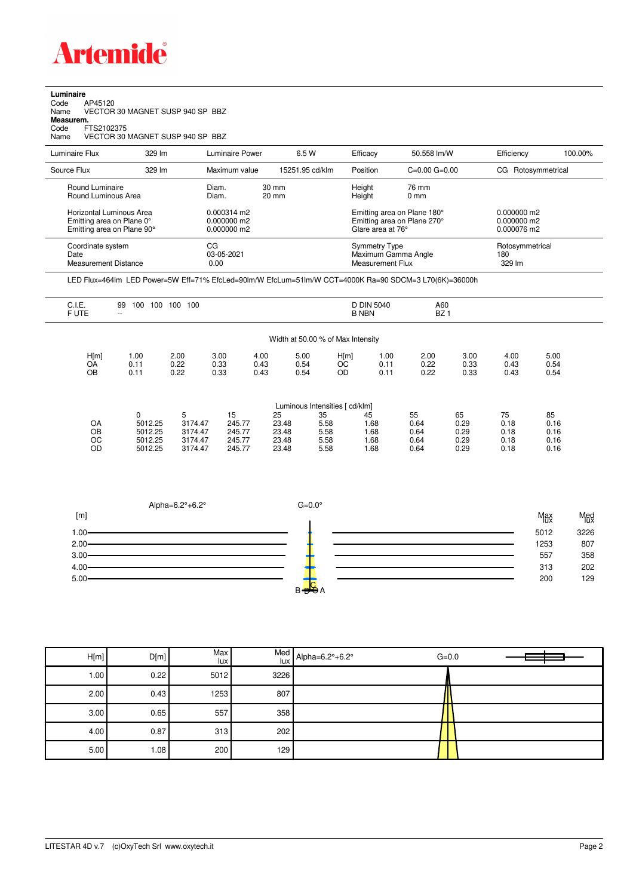Artemide

**Luminaire**
Code AP45120
Name VECTOR 30 MAGNET SUSP 940 SP BBZ
**Measurem.**
Code FTS2102375
Name VECTOR 30 MAGNET SUSP 940 SP BBZ

| | | | | | | | |
|---|---|---|---|---|---|---|---|
| Luminaire Flux | 329 lm | Luminaire Power | 6.5 W | Efficacy | 50.558 lm/W | Efficiency | 100.00% |
| Source Flux | 329 lm | Maximum value | 15251.95 cd/klm | Position | C=0.00 G=0.00 | CG Rotosymmetrical | |

| | | | | | |
|---|---|---|---|---|---|
| Round Luminaire | Diam. | 30 mm | Height | 76 mm | |
| Round Luminous Area | Diam. | 20 mm | Height | 0 mm | |
| Horizontal Luminous Area | 0.000314 m2 | | Emitting area on Plane 180° | | 0.000000 m2 |
| Emitting area on Plane 0° | 0.000000 m2 | | Emitting area on Plane 270° | | 0.000000 m2 |
| Emitting area on Plane 90° | 0.000000 m2 | | Glare area at 76° | | 0.000076 m2 |
| Coordinate system | CG | | Symmetry Type | | Rotosymmetrical |
| Date | 03-05-2021 | | Maximum Gamma Angle | | 180 |
| Measurement Distance | 0.00 | | Measurement Flux | | 329 lm |

LED Flux=464lm LED Power=5W Eff=71% EfcLed=90lm/W EfcLum=51lm/W CCT=4000K Ra=90 SDCM=3 L70(6K)=36000h

| | | | |
|---|---|---|---|
| C.I.E. | 99 100 100 100 100 | D DIN 5040 | A60 |
| F UTE | -- | B NBN | BZ 1 |

Width at 50.00 % of Max Intensity

| H[m] | 1.00 | 2.00 | 3.00 | 4.00 | 5.00 | H[m] | 1.00 | 2.00 | 3.00 | 4.00 | 5.00 |
|---|---|---|---|---|---|---|---|---|---|---|---|
| OA | 0.11 | 0.22 | 0.33 | 0.43 | 0.54 | OC | 0.11 | 0.22 | 0.33 | 0.43 | 0.54 |
| OB | 0.11 | 0.22 | 0.33 | 0.43 | 0.54 | OD | 0.11 | 0.22 | 0.33 | 0.43 | 0.54 |

Luminous Intensities [ cd/klm]

| | 0 | 5 | 15 | 25 | 35 | 45 | 55 | 65 | 75 | 85 |
|---|---|---|---|---|---|---|---|---|---|---|
| OA | 5012.25 | 3174.47 | 245.77 | 23.48 | 5.58 | 1.68 | 0.64 | 0.29 | 0.18 | 0.16 |
| OB | 5012.25 | 3174.47 | 245.77 | 23.48 | 5.58 | 1.68 | 0.64 | 0.29 | 0.18 | 0.16 |
| OC | 5012.25 | 3174.47 | 245.77 | 23.48 | 5.58 | 1.68 | 0.64 | 0.29 | 0.18 | 0.16 |
| OD | 5012.25 | 3174.47 | 245.77 | 23.48 | 5.58 | 1.68 | 0.64 | 0.29 | 0.18 | 0.16 |

Alpha=6.2°+6.2°
G=0.0°
[m]
Max lux
Med lux
1.00 5012 3226
2.00 1253 807
3.00 557 358
4.00 313 202
5.00 200 129
B D C A

| H[m] | D[m] | Max lux | Med lux | Alpha=6.2°+6.2° G=0.0 |
|---|---|---|---|---|
| 1.00 | 0.22 | 5012 | 3226 | |
| 2.00 | 0.43 | 1253 | 807 | |
| 3.00 | 0.65 | 557 | 358 | |
| 4.00 | 0.87 | 313 | 202 | |
| 5.00 | 1.08 | 200 | 129 | |

LITESTAR 4D v.7 (c)OxyTech Srl www.oxytech.it